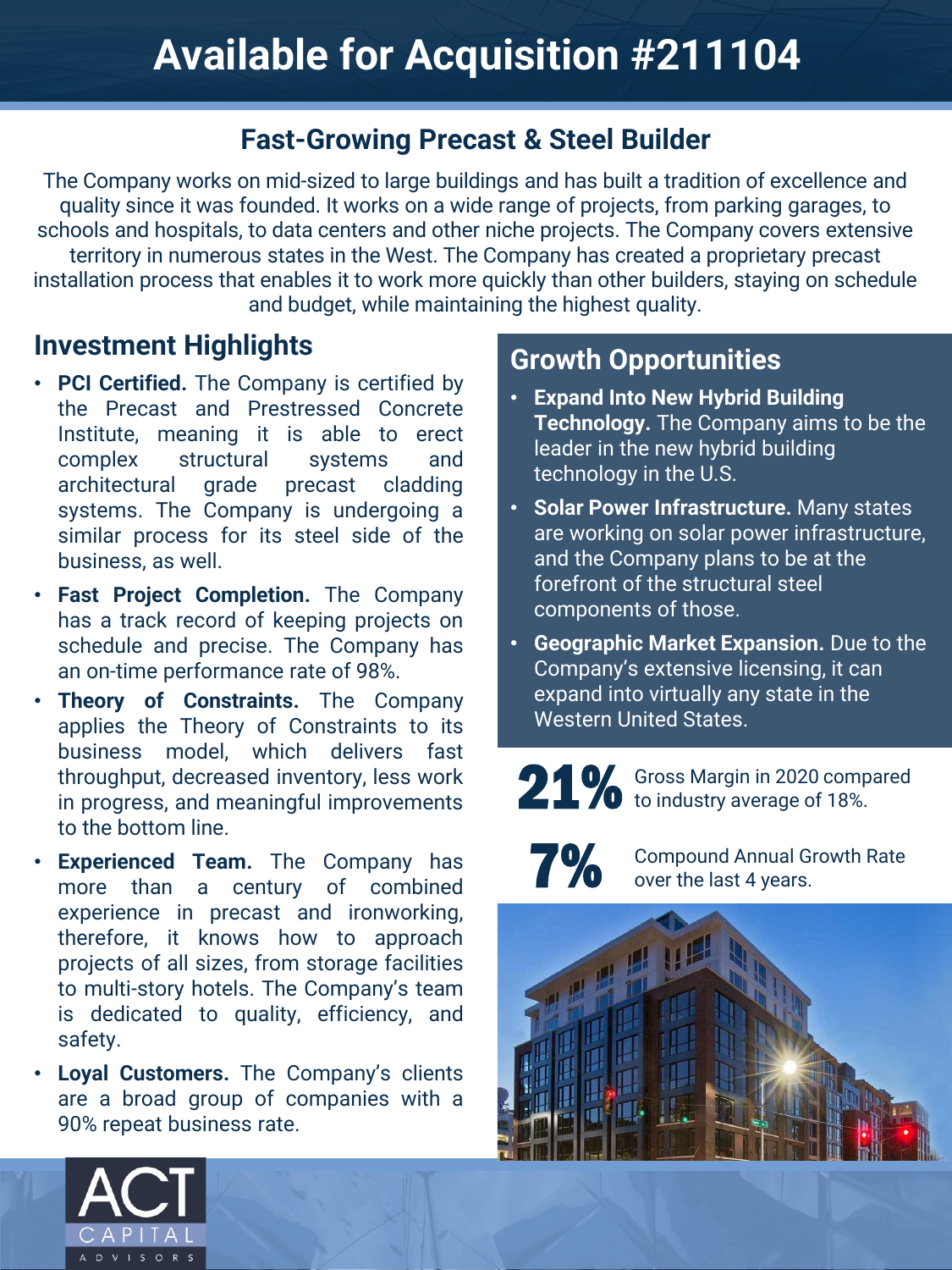# Available for Acquisition #211104

## Fast-Growing Precast & Steel Builder

The Company works on mid-sized to large buildings and has built a tradition of excellence and quality since it was founded. It works on a wide range of projects, from parking garages, to schools and hospitals, to data centers and other niche projects. The Company covers extensive territory in numerous states in the West. The Company has created a proprietary precast installation process that enables it to work more quickly than other builders, staying on schedule and budget, while maintaining the highest quality.

## Investment Highlights

- **PCI Certified.** The Company is certified by the Precast and Prestressed Concrete Institute, meaning it is able to erect complex structural systems and architectural grade precast cladding systems. The Company is undergoing a similar process for its steel side of the business, as well.
- **Fast Project Completion.** The Company has a track record of keeping projects on schedule and precise. The Company has an on-time performance rate of 98%.
- **Theory of Constraints.** The Company applies the Theory of Constraints to its business model, which delivers fast throughput, decreased inventory, less work in progress, and meaningful improvements to the bottom line.
- **Experienced Team.** The Company has more than a century of combined experience in precast and ironworking, therefore, it knows how to approach projects of all sizes, from storage facilities to multi-story hotels. The Company's team is dedicated to quality, efficiency, and safety.
- **Loyal Customers.** The Company's clients are a broad group of companies with a 90% repeat business rate.

## Growth Opportunities

- **Expand Into New Hybrid Building Technology.** The Company aims to be the leader in the new hybrid building technology in the U.S.
- **Solar Power Infrastructure.** Many states are working on solar power infrastructure, and the Company plans to be at the forefront of the structural steel components of those.
- **Geographic Market Expansion.** Due to the Company's extensive licensing, it can expand into virtually any state in the Western United States.

**21%** Gross Margin in 2020 compared to industry average of 18%.

**7%** Compound Annual Growth Rate over the last 4 years.

ACT CAPITAL ADVISORS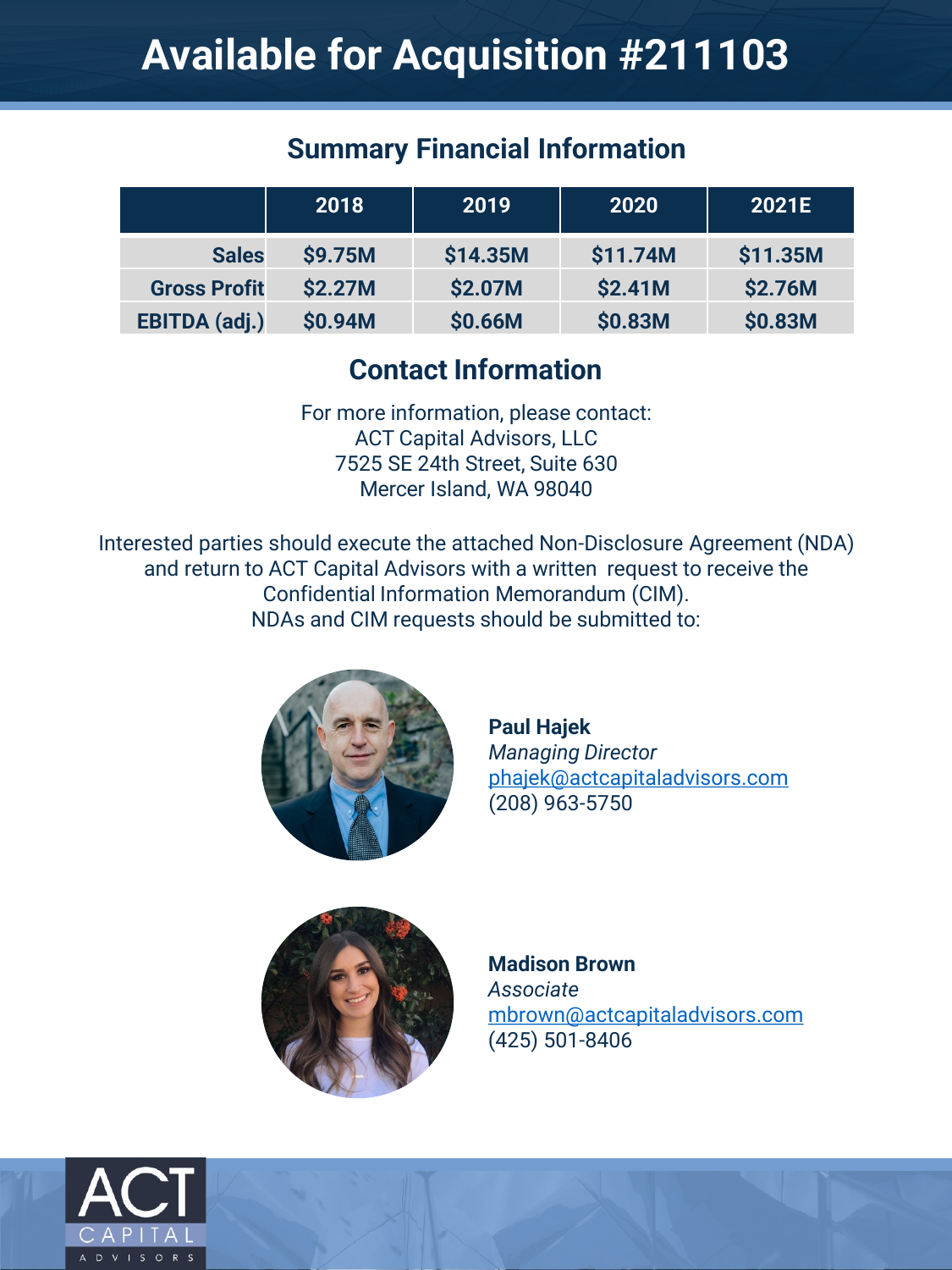# Available for Acquisition #211103

## Summary Financial Information

| | 2018 | 2019 | 2020 | 2021E |
|---|---|---|---|---|
| **Sales** | **$9.75M** | **$14.35M** | **$11.74M** | **$11.35M** |
| **Gross Profit** | **$2.27M** | **$2.07M** | **$2.41M** | **$2.76M** |
| **EBITDA (adj.)** | **$0.94M** | **$0.66M** | **$0.83M** | **$0.83M** |

## Contact Information

For more information, please contact:
ACT Capital Advisors, LLC
7525 SE 24th Street, Suite 630
Mercer Island, WA 98040

Interested parties should execute the attached Non-Disclosure Agreement (NDA) and return to ACT Capital Advisors with a written request to receive the Confidential Information Memorandum (CIM).
NDAs and CIM requests should be submitted to:

**Paul Hajek**
*Managing Director*
phajek@actcapitaladvisors.com
(208) 963-5750

**Madison Brown**
*Associate*
mbrown@actcapitaladvisors.com
(425) 501-8406

ACT CAPITAL ADVISORS